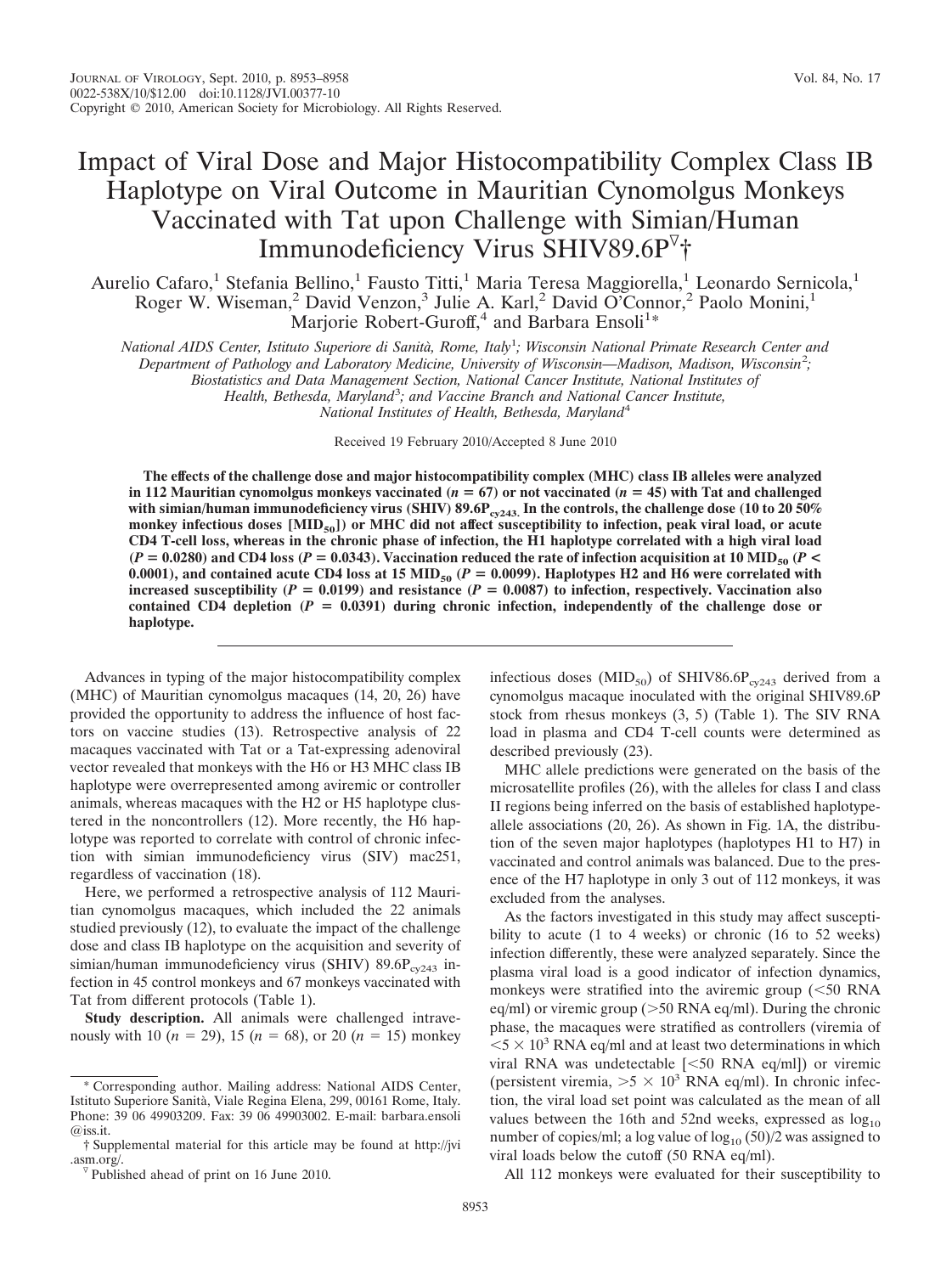# Impact of Viral Dose and Major Histocompatibility Complex Class IB Haplotype on Viral Outcome in Mauritian Cynomolgus Monkeys Vaccinated with Tat upon Challenge with Simian/Human Immunodeficiency Virus SHIV89.6P▽†

Aurelio Cafaro,[1] Stefania Bellino,[1] Fausto Titti,[1] Maria Teresa Maggiorella,[1] Leonardo Sernicola,[1] Roger W. Wiseman,[2] David Venzon,[3] Julie A. Karl,[2] David O'Connor,[2] Paolo Monini,[1] Marjorie Robert-Guroff,[4] and Barbara Ensoli[1]*

*National AIDS Center, Istituto Superiore di Sanità, Rome, Italy*[1]*; Wisconsin National Primate Research Center and Department of Pathology and Laboratory Medicine, University of Wisconsin—Madison, Madison, Wisconsin*[2]*; Biostatistics and Data Management Section, National Cancer Institute, National Institutes of Health, Bethesda, Maryland*[3]*; and Vaccine Branch and National Cancer Institute, National Institutes of Health, Bethesda, Maryland*[4]

Received 19 February 2010/Accepted 8 June 2010

**The effects of the challenge dose and major histocompatibility complex (MHC) class IB alleles were analyzed in 112 Mauritian cynomolgus monkeys vaccinated ($n = 67$) or not vaccinated ($n = 45$) with Tat and challenged with simian/human immunodeficiency virus (SHIV) 89.6$P_{cy243}$. In the controls, the challenge dose (10 to 20 50% monkey infectious doses [$MID_{50}$]) or MHC did not affect susceptibility to infection, peak viral load, or acute CD4 T-cell loss, whereas in the chronic phase of infection, the H1 haplotype correlated with a high viral load ($P = 0.0280$) and CD4 loss ($P = 0.0343$). Vaccination reduced the rate of infection acquisition at 10 $MID_{50}$ ($P < 0.0001$), and contained acute CD4 loss at 15 $MID_{50}$ ($P = 0.0099$). Haplotypes H2 and H6 were correlated with increased susceptibility ($P = 0.0199$) and resistance ($P = 0.0087$) to infection, respectively. Vaccination also contained CD4 depletion ($P = 0.0391$) during chronic infection, independently of the challenge dose or haplotype.**

Advances in typing of the major histocompatibility complex (MHC) of Mauritian cynomolgus macaques (14, 20, 26) have provided the opportunity to address the influence of host factors on vaccine studies (13). Retrospective analysis of 22 macaques vaccinated with Tat or a Tat-expressing adenoviral vector revealed that monkeys with the H6 or H3 MHC class IB haplotype were overrepresented among aviremic or controller animals, whereas macaques with the H2 or H5 haplotype clustered in the noncontrollers (12). More recently, the H6 haplotype was reported to correlate with control of chronic infection with simian immunodeficiency virus (SIV) mac251, regardless of vaccination (18).

Here, we performed a retrospective analysis of 112 Mauritian cynomolgus macaques, which included the 22 animals studied previously (12), to evaluate the impact of the challenge dose and class IB haplotype on the acquisition and severity of simian/human immunodeficiency virus (SHIV) 89.6$P_{cy243}$ infection in 45 control monkeys and 67 monkeys vaccinated with Tat from different protocols (Table 1).

**Study description.** All animals were challenged intravenously with 10 ($n = 29$), 15 ($n = 68$), or 20 ($n = 15$) monkey infectious doses ($MID_{50}$) of SHIV86.6$P_{cy243}$ derived from a cynomolgus macaque inoculated with the original SHIV89.6P stock from rhesus monkeys (3, 5) (Table 1). The SIV RNA load in plasma and CD4 T-cell counts were determined as described previously (23).

MHC allele predictions were generated on the basis of the microsatellite profiles (26), with the alleles for class I and class II regions being inferred on the basis of established haplotype-allele associations (20, 26). As shown in Fig. 1A, the distribution of the seven major haplotypes (haplotypes H1 to H7) in vaccinated and control animals was balanced. Due to the presence of the H7 haplotype in only 3 out of 112 monkeys, it was excluded from the analyses.

As the factors investigated in this study may affect susceptibility to acute (1 to 4 weeks) or chronic (16 to 52 weeks) infection differently, these were analyzed separately. Since the plasma viral load is a good indicator of infection dynamics, monkeys were stratified into the aviremic group (<50 RNA eq/ml) or viremic group (>50 RNA eq/ml). During the chronic phase, the macaques were stratified as controllers (viremia of $<5 \times 10^3$ RNA eq/ml and at least two determinations in which viral RNA was undetectable [<50 RNA eq/ml]) or viremic (persistent viremia, $>5 \times 10^3$ RNA eq/ml). In chronic infection, the viral load set point was calculated as the mean of all values between the 16th and 52nd weeks, expressed as $\log_{10}$ number of copies/ml; a log value of $\log_{10}(50)/2$ was assigned to viral loads below the cutoff (50 RNA eq/ml).

All 112 monkeys were evaluated for their susceptibility to

* Corresponding author. Mailing address: National AIDS Center, Istituto Superiore Sanità, Viale Regina Elena, 299, 00161 Rome, Italy. Phone: 39 06 49903209. Fax: 39 06 49903002. E-mail: barbara.ensoli@iss.it.

† Supplemental material for this article may be found at http://jvi.asm.org/.

▽ Published ahead of print on 16 June 2010.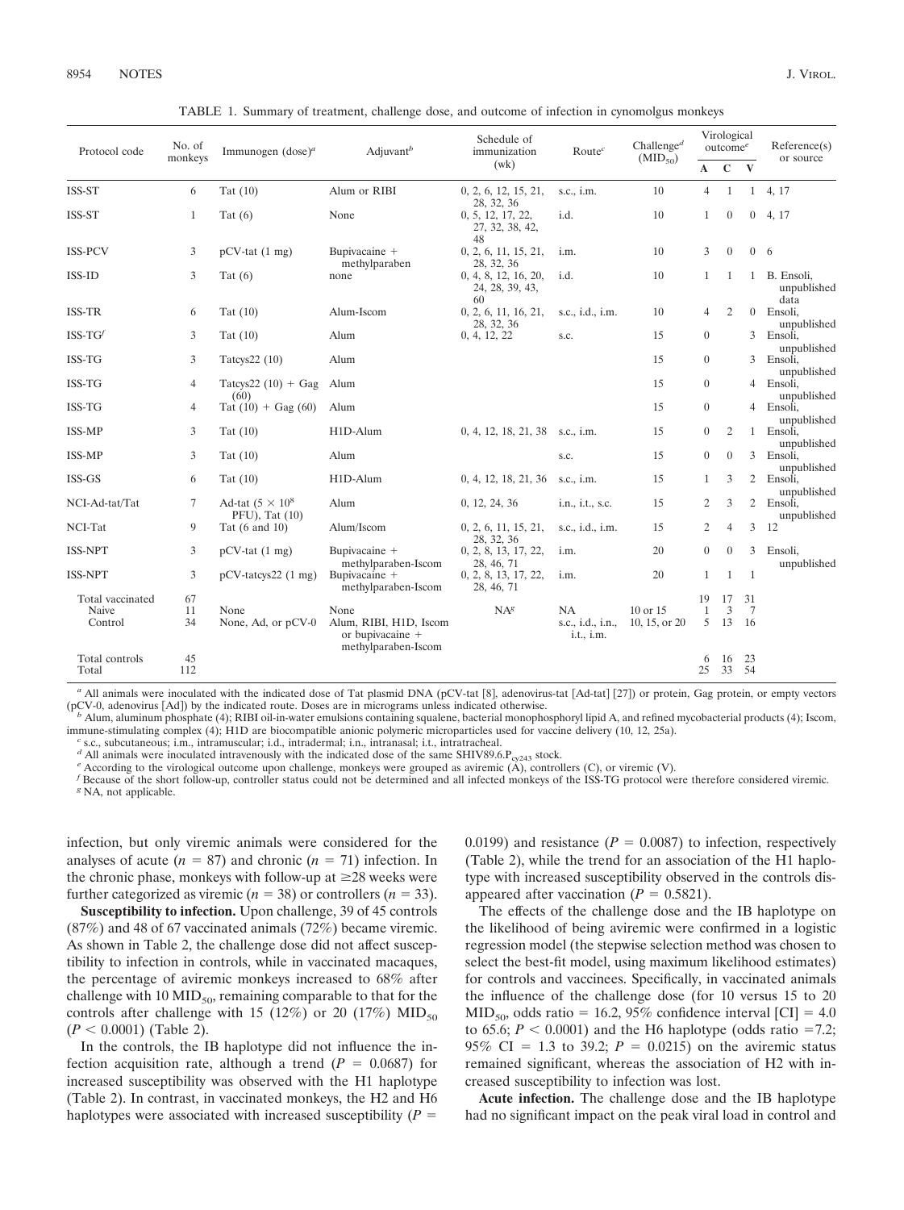TABLE 1. Summary of treatment, challenge dose, and outcome of infection in cynomolgus monkeys

| Protocol code | No. of monkeys | Immunogen (dose)[a] | Adjuvant[b] | Schedule of immunization (wk) | Route[c] | Challenge[d] ($MID_{50}$) | Virological outcome[e] | | | Reference(s) or source |
|---|---|---|---|---|---|---|---|---|---|---|
| | | | | | | | A | C | V | |
| ISS-ST | 6 | Tat (10) | Alum or RIBI | 0, 2, 6, 12, 15, 21, 28, 32, 36 | s.c., i.m. | 10 | 4 | 1 | 1 | 4, 17 |
| ISS-ST | 1 | Tat (6) | None | 0, 5, 12, 17, 22, 27, 32, 38, 42, 48 | i.d. | 10 | 1 | 0 | 0 | 4, 17 |
| ISS-PCV | 3 | pCV-tat (1 mg) | Bupivacaine + methylparaben | 0, 2, 6, 11, 15, 21, 28, 32, 36 | i.m. | 10 | 3 | 0 | 0 | 6 |
| ISS-ID | 3 | Tat (6) | none | 0, 4, 8, 12, 16, 20, 24, 28, 39, 43, 60 | i.d. | 10 | 1 | 1 | 1 | B. Ensoli, unpublished data |
| ISS-TR | 6 | Tat (10) | Alum-Iscom | 0, 2, 6, 11, 16, 21, 28, 32, 36 | s.c., i.d., i.m. | 10 | 4 | 2 | 0 | Ensoli, unpublished |
| ISS-TG[f] | 3 | Tat (10) | Alum | 0, 4, 12, 22 | s.c. | 15 | 0 | | 3 | Ensoli, unpublished |
| ISS-TG | 3 | Tatcys22 (10) | Alum | | | 15 | 0 | | 3 | Ensoli, unpublished |
| ISS-TG | 4 | Tatcys22 (10) + Gag (60) | Alum | | | 15 | 0 | | 4 | Ensoli, unpublished |
| ISS-TG | 4 | Tat (10) + Gag (60) | Alum | | | 15 | 0 | | 4 | Ensoli, unpublished |
| ISS-MP | 3 | Tat (10) | H1D-Alum | 0, 4, 12, 18, 21, 38 | s.c., i.m. | 15 | 0 | 2 | 1 | Ensoli, unpublished |
| ISS-MP | 3 | Tat (10) | Alum | | s.c. | 15 | 0 | 0 | 3 | Ensoli, unpublished |
| ISS-GS | 6 | Tat (10) | H1D-Alum | 0, 4, 12, 18, 21, 36 | s.c., i.m. | 15 | 1 | 3 | 2 | Ensoli, unpublished |
| NCI-Ad-tat/Tat | 7 | Ad-tat ($5 \times 10^8$ PFU), Tat (10) | Alum | 0, 12, 24, 36 | i.n., i.t., s.c. | 15 | 2 | 3 | 2 | Ensoli, unpublished |
| NCI-Tat | 9 | Tat (6 and 10) | Alum/Iscom | 0, 2, 6, 11, 15, 21, 28, 32, 36 | s.c., i.d., i.m. | 15 | 2 | 4 | 3 | 12 |
| ISS-NPT | 3 | pCV-tat (1 mg) | Bupivacaine + methylparaben-Iscom | 0, 2, 8, 13, 17, 22, 28, 46, 71 | i.m. | 20 | 0 | 0 | 3 | Ensoli, unpublished |
| ISS-NPT | 3 | pCV-tatcys22 (1 mg) | Bupivacaine + methylparaben-Iscom | 0, 2, 8, 13, 17, 22, 28, 46, 71 | i.m. | 20 | 1 | 1 | 1 | |
| Total vaccinated | 67 | | | | | | 19 | 17 | 31 | |
| Naive | 11 | None | None | NA[g] | NA | 10 or 15 | 1 | 3 | 7 | |
| Control | 34 | None, Ad, or pCV-0 | Alum, RIBI, H1D, Iscom or bupivacaine + methylparaben-Iscom | | s.c., i.d., i.n., i.t., i.m. | 10, 15, or 20 | 5 | 13 | 16 | |
| Total controls | 45 | | | | | | 6 | 16 | 23 | |
| Total | 112 | | | | | | 25 | 33 | 54 | |

[a] All animals were inoculated with the indicated dose of Tat plasmid DNA (pCV-tat [8], adenovirus-tat [Ad-tat] [27]) or protein, Gag protein, or empty vectors (pCV-0, adenovirus [Ad]) by the indicated route. Doses are in micrograms unless indicated otherwise.

[b] Alum, aluminum phosphate (4); RIBI oil-in-water emulsions containing squalene, bacterial monophosphoryl lipid A, and refined mycobacterial products (4); Iscom, immune-stimulating complex (4); H1D are biocompatible anionic polymeric microparticles used for vaccine delivery (10, 12, 25a).

[c] s.c., subcutaneous; i.m., intramuscular; i.d., intradermal; i.n., intranasal; i.t., intratracheal.

[d] All animals were inoculated intravenously with the indicated dose of the same SHIV89.6.$P_{cy243}$ stock.

[e] According to the virological outcome upon challenge, monkeys were grouped as aviremic (A), controllers (C), or viremic (V).

[f] Because of the short follow-up, controller status could not be determined and all infected monkeys of the ISS-TG protocol were therefore considered viremic.

[g] NA, not applicable.

infection, but only viremic animals were considered for the analyses of acute ($n = 87$) and chronic ($n = 71$) infection. In the chronic phase, monkeys with follow-up at ≥28 weeks were further categorized as viremic ($n = 38$) or controllers ($n = 33$).

**Susceptibility to infection.** Upon challenge, 39 of 45 controls (87%) and 48 of 67 vaccinated animals (72%) became viremic. As shown in Table 2, the challenge dose did not affect susceptibility to infection in controls, while in vaccinated macaques, the percentage of aviremic monkeys increased to 68% after challenge with 10 $MID_{50}$, remaining comparable to that for the controls after challenge with 15 (12%) or 20 (17%) $MID_{50}$ ($P < 0.0001$) (Table 2).

In the controls, the IB haplotype did not influence the infection acquisition rate, although a trend ($P = 0.0687$) for increased susceptibility was observed with the H1 haplotype (Table 2). In contrast, in vaccinated monkeys, the H2 and H6 haplotypes were associated with increased susceptibility ($P =$ 0.0199) and resistance ($P = 0.0087$) to infection, respectively (Table 2), while the trend for an association of the H1 haplotype with increased susceptibility observed in the controls disappeared after vaccination ($P = 0.5821$).

The effects of the challenge dose and the IB haplotype on the likelihood of being aviremic were confirmed in a logistic regression model (the stepwise selection method was chosen to select the best-fit model, using maximum likelihood estimates) for controls and vaccinees. Specifically, in vaccinated animals the influence of the challenge dose (for 10 versus 15 to 20 $MID_{50}$, odds ratio = 16.2, 95% confidence interval [CI] = 4.0 to 65.6; $P < 0.0001$) and the H6 haplotype (odds ratio =7.2; 95% CI = 1.3 to 39.2; $P = 0.0215$) on the aviremic status remained significant, whereas the association of H2 with increased susceptibility to infection was lost.

**Acute infection.** The challenge dose and the IB haplotype had no significant impact on the peak viral load in control and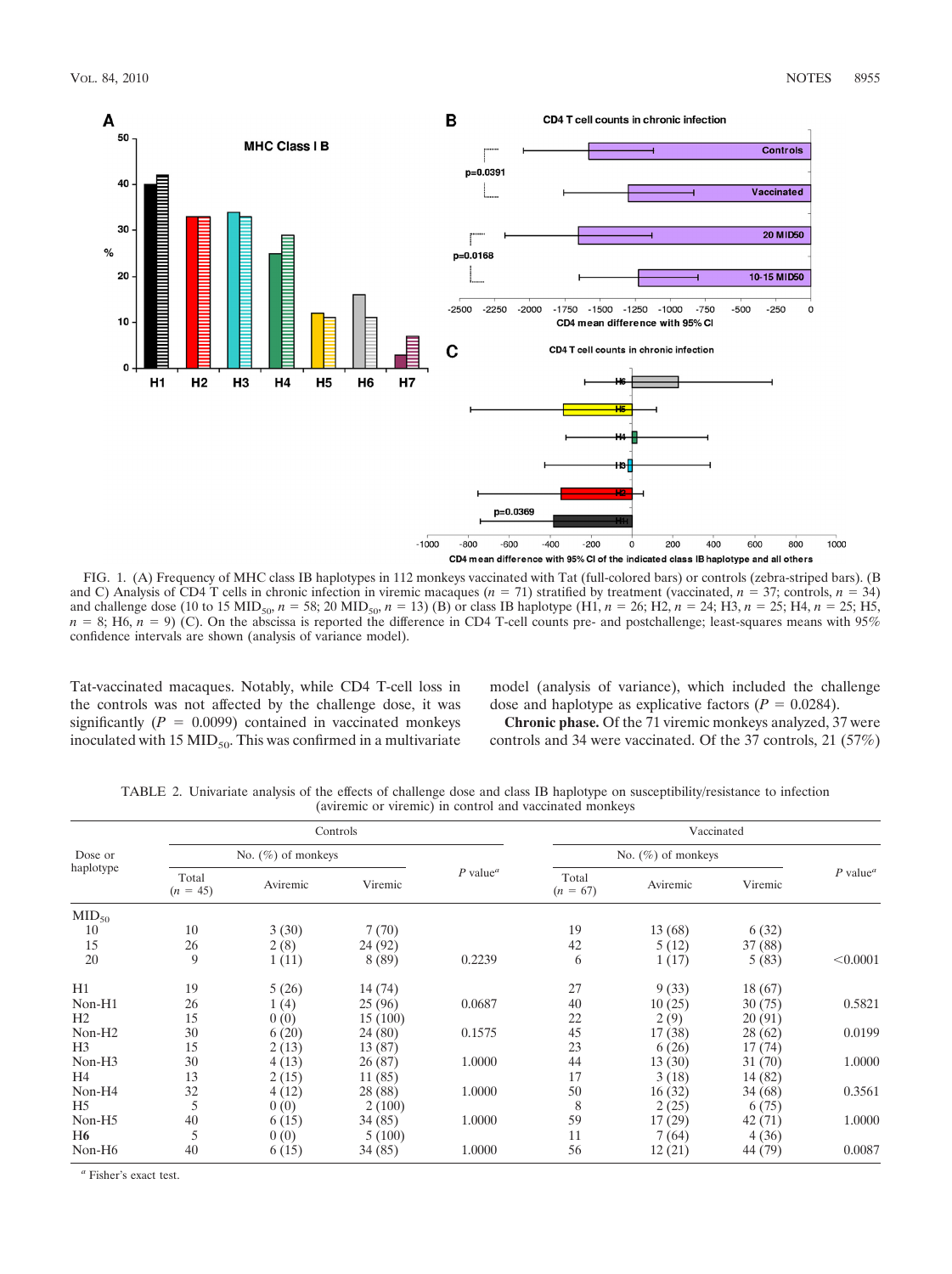FIG. 1. (A) Frequency of MHC class IB haplotypes in 112 monkeys vaccinated with Tat (full-colored bars) or controls (zebra-striped bars). (B and C) Analysis of CD4 T cells in chronic infection in viremic macaques ($n$ = 71) stratified by treatment (vaccinated, $n$ = 37; controls, $n$ = 34) and challenge dose (10 to 15 $MID_{50}$, $n$ = 58; 20 $MID_{50}$, $n$ = 13) (B) or class IB haplotype (H1, $n$ = 26; H2, $n$ = 24; H3, $n$ = 25; H4, $n$ = 25; H5, $n$ = 8; H6, $n$ = 9) (C). On the abscissa is reported the difference in CD4 T-cell counts pre- and postchallenge; least-squares means with 95% confidence intervals are shown (analysis of variance model).

Tat-vaccinated macaques. Notably, while CD4 T-cell loss in the controls was not affected by the challenge dose, it was significantly ($P$ = 0.0099) contained in vaccinated monkeys inoculated with 15 $MID_{50}$. This was confirmed in a multivariate model (analysis of variance), which included the challenge dose and haplotype as explicative factors ($P$ = 0.0284).

**Chronic phase.** Of the 71 viremic monkeys analyzed, 37 were controls and 34 were vaccinated. Of the 37 controls, 21 (57%)

TABLE 2. Univariate analysis of the effects of challenge dose and class IB haplotype on susceptibility/resistance to infection (aviremic or viremic) in control and vaccinated monkeys

| Dose or haplotype | Controls | | | | Vaccinated | | | |
|---|---|---|---|---|---|---|---|---|
| | No. (%) of monkeys | | | $P$ value[a] | No. (%) of monkeys | | | $P$ value[a] |
| | Total ($n$ = 45) | Aviremic | Viremic | | Total ($n$ = 67) | Aviremic | Viremic | |
| $MID_{50}$ | | | | | | | | |
| 10 | 10 | 3 (30) | 7 (70) | | 19 | 13 (68) | 6 (32) | |
| 15 | 26 | 2 (8) | 24 (92) | | 42 | 5 (12) | 37 (88) | |
| 20 | 9 | 1 (11) | 8 (89) | 0.2239 | 6 | 1 (17) | 5 (83) | <0.0001 |
| H1 | 19 | 5 (26) | 14 (74) | | 27 | 9 (33) | 18 (67) | |
| Non-H1 | 26 | 1 (4) | 25 (96) | 0.0687 | 40 | 10 (25) | 30 (75) | 0.5821 |
| H2 | 15 | 0 (0) | 15 (100) | | 22 | 2 (9) | 20 (91) | |
| Non-H2 | 30 | 6 (20) | 24 (80) | 0.1575 | 45 | 17 (38) | 28 (62) | 0.0199 |
| H3 | 15 | 2 (13) | 13 (87) | | 23 | 6 (26) | 17 (74) | |
| Non-H3 | 30 | 4 (13) | 26 (87) | 1.0000 | 44 | 13 (30) | 31 (70) | 1.0000 |
| H4 | 13 | 2 (15) | 11 (85) | | 17 | 3 (18) | 14 (82) | |
| Non-H4 | 32 | 4 (12) | 28 (88) | 1.0000 | 50 | 16 (32) | 34 (68) | 0.3561 |
| H5 | 5 | 0 (0) | 2 (100) | | 8 | 2 (25) | 6 (75) | |
| Non-H5 | 40 | 6 (15) | 34 (85) | 1.0000 | 59 | 17 (29) | 42 (71) | 1.0000 |
| **H6** | 5 | 0 (0) | 5 (100) | | 11 | 7 (64) | 4 (36) | |
| Non-H6 | 40 | 6 (15) | 34 (85) | 1.0000 | 56 | 12 (21) | 44 (79) | 0.0087 |

[a] Fisher's exact test.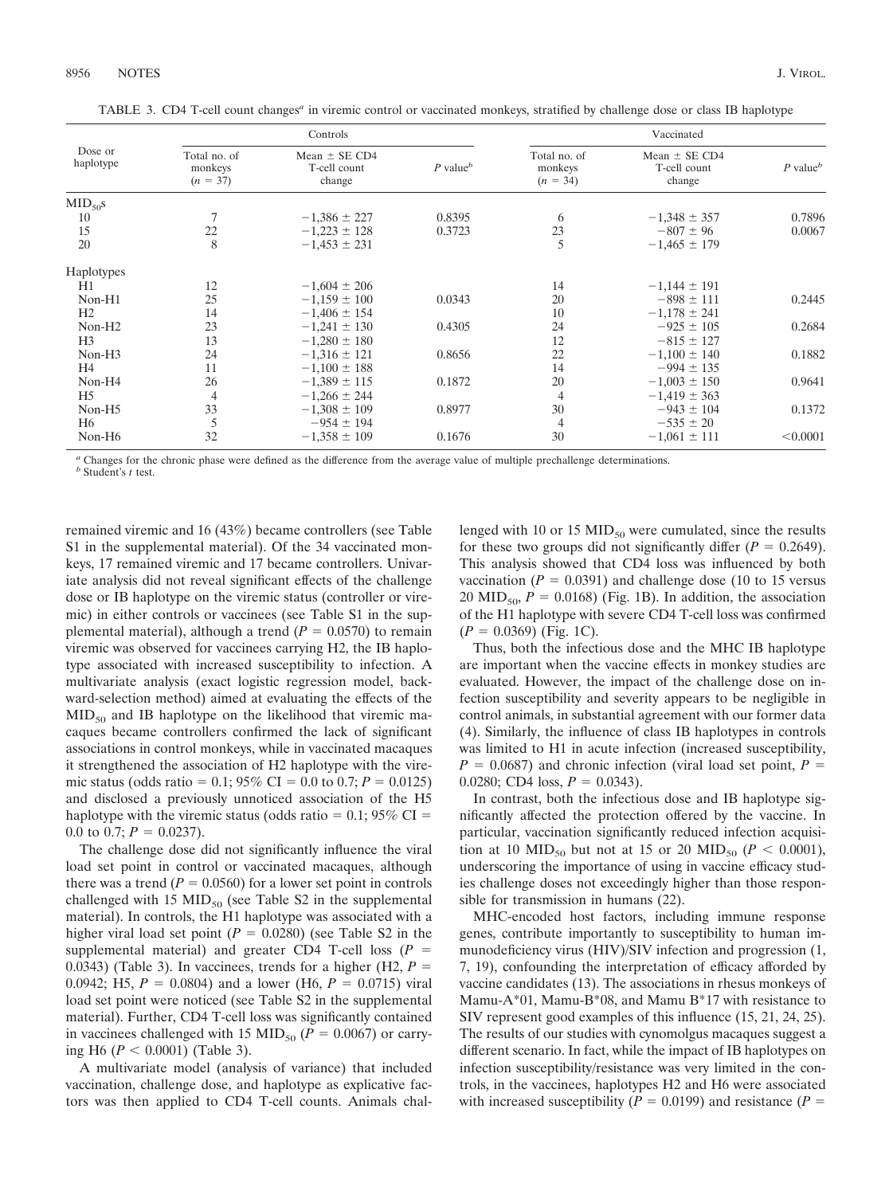TABLE 3. CD4 T-cell count changes[a] in viremic control or vaccinated monkeys, stratified by challenge dose or class IB haplotype

| Dose or haplotype | Controls | | | Vaccinated | | |
|---|---|---|---|---|---|---|
| | Total no. of monkeys ($n = 37$) | Mean ± SE CD4 T-cell count change | $P$ value[b] | Total no. of monkeys ($n = 34$) | Mean ± SE CD4 T-cell count change | $P$ value[b] |
| $MID_{50}$s | | | | | | |
| 10 | 7 | −1,386 ± 227 | 0.8395 | 6 | −1,348 ± 357 | 0.7896 |
| 15 | 22 | −1,223 ± 128 | 0.3723 | 23 | −807 ± 96 | 0.0067 |
| 20 | 8 | −1,453 ± 231 | | 5 | −1,465 ± 179 | |
| Haplotypes | | | | | | |
| H1 | 12 | −1,604 ± 206 | | 14 | −1,144 ± 191 | |
| Non-H1 | 25 | −1,159 ± 100 | 0.0343 | 20 | −898 ± 111 | 0.2445 |
| H2 | 14 | −1,406 ± 154 | | 10 | −1,178 ± 241 | |
| Non-H2 | 23 | −1,241 ± 130 | 0.4305 | 24 | −925 ± 105 | 0.2684 |
| H3 | 13 | −1,280 ± 180 | | 12 | −815 ± 127 | |
| Non-H3 | 24 | −1,316 ± 121 | 0.8656 | 22 | −1,100 ± 140 | 0.1882 |
| H4 | 11 | −1,100 ± 188 | | 14 | −994 ± 135 | |
| Non-H4 | 26 | −1,389 ± 115 | 0.1872 | 20 | −1,003 ± 150 | 0.9641 |
| H5 | 4 | −1,266 ± 244 | | 4 | −1,419 ± 363 | |
| Non-H5 | 33 | −1,308 ± 109 | 0.8977 | 30 | −943 ± 104 | 0.1372 |
| H6 | 5 | −954 ± 194 | | 4 | −535 ± 20 | |
| Non-H6 | 32 | −1,358 ± 109 | 0.1676 | 30 | −1,061 ± 111 | <0.0001 |

[a] Changes for the chronic phase were defined as the difference from the average value of multiple prechallenge determinations.
[b] Student's $t$ test.

remained viremic and 16 (43%) became controllers (see Table S1 in the supplemental material). Of the 34 vaccinated monkeys, 17 remained viremic and 17 became controllers. Univariate analysis did not reveal significant effects of the challenge dose or IB haplotype on the viremic status (controller or viremic) in either controls or vaccinees (see Table S1 in the supplemental material), although a trend ($P = 0.0570$) to remain viremic was observed for vaccinees carrying H2, the IB haplotype associated with increased susceptibility to infection. A multivariate analysis (exact logistic regression model, backward-selection method) aimed at evaluating the effects of the $MID_{50}$ and IB haplotype on the likelihood that viremic macaques became controllers confirmed the lack of significant associations in control monkeys, while in vaccinated macaques it strengthened the association of H2 haplotype with the viremic status (odds ratio = 0.1; 95% CI = 0.0 to 0.7; $P = 0.0125$) and disclosed a previously unnoticed association of the H5 haplotype with the viremic status (odds ratio = 0.1; 95% CI = 0.0 to 0.7; $P = 0.0237$).

The challenge dose did not significantly influence the viral load set point in control or vaccinated macaques, although there was a trend ($P = 0.0560$) for a lower set point in controls challenged with 15 $MID_{50}$ (see Table S2 in the supplemental material). In controls, the H1 haplotype was associated with a higher viral load set point ($P = 0.0280$) (see Table S2 in the supplemental material) and greater CD4 T-cell loss ($P = 0.0343$) (Table 3). In vaccinees, trends for a higher (H2, $P = 0.0942$; H5, $P = 0.0804$) and a lower (H6, $P = 0.0715$) viral load set point were noticed (see Table S2 in the supplemental material). Further, CD4 T-cell loss was significantly contained in vaccinees challenged with 15 $MID_{50}$ ($P = 0.0067$) or carrying H6 ($P < 0.0001$) (Table 3).

A multivariate model (analysis of variance) that included vaccination, challenge dose, and haplotype as explicative factors was then applied to CD4 T-cell counts. Animals challenged with 10 or 15 $MID_{50}$ were cumulated, since the results for these two groups did not significantly differ ($P = 0.2649$). This analysis showed that CD4 loss was influenced by both vaccination ($P = 0.0391$) and challenge dose (10 to 15 versus 20 $MID_{50}$, $P = 0.0168$) (Fig. 1B). In addition, the association of the H1 haplotype with severe CD4 T-cell loss was confirmed ($P = 0.0369$) (Fig. 1C).

Thus, both the infectious dose and the MHC IB haplotype are important when the vaccine effects in monkey studies are evaluated. However, the impact of the challenge dose on infection susceptibility and severity appears to be negligible in control animals, in substantial agreement with our former data (4). Similarly, the influence of class IB haplotypes in controls was limited to H1 in acute infection (increased susceptibility, $P = 0.0687$) and chronic infection (viral load set point, $P = 0.0280$; CD4 loss, $P = 0.0343$).

In contrast, both the infectious dose and IB haplotype significantly affected the protection offered by the vaccine. In particular, vaccination significantly reduced infection acquisition at 10 $MID_{50}$ but not at 15 or 20 $MID_{50}$ ($P < 0.0001$), underscoring the importance of using in vaccine efficacy studies challenge doses not exceedingly higher than those responsible for transmission in humans (22).

MHC-encoded host factors, including immune response genes, contribute importantly to susceptibility to human immunodeficiency virus (HIV)/SIV infection and progression (1, 7, 19), confounding the interpretation of efficacy afforded by vaccine candidates (13). The associations in rhesus monkeys of Mamu-A*01, Mamu-B*08, and Mamu B*17 with resistance to SIV represent good examples of this influence (15, 21, 24, 25). The results of our studies with cynomolgus macaques suggest a different scenario. In fact, while the impact of IB haplotypes on infection susceptibility/resistance was very limited in the controls, in the vaccinees, haplotypes H2 and H6 were associated with increased susceptibility ($P = 0.0199$) and resistance ($P =$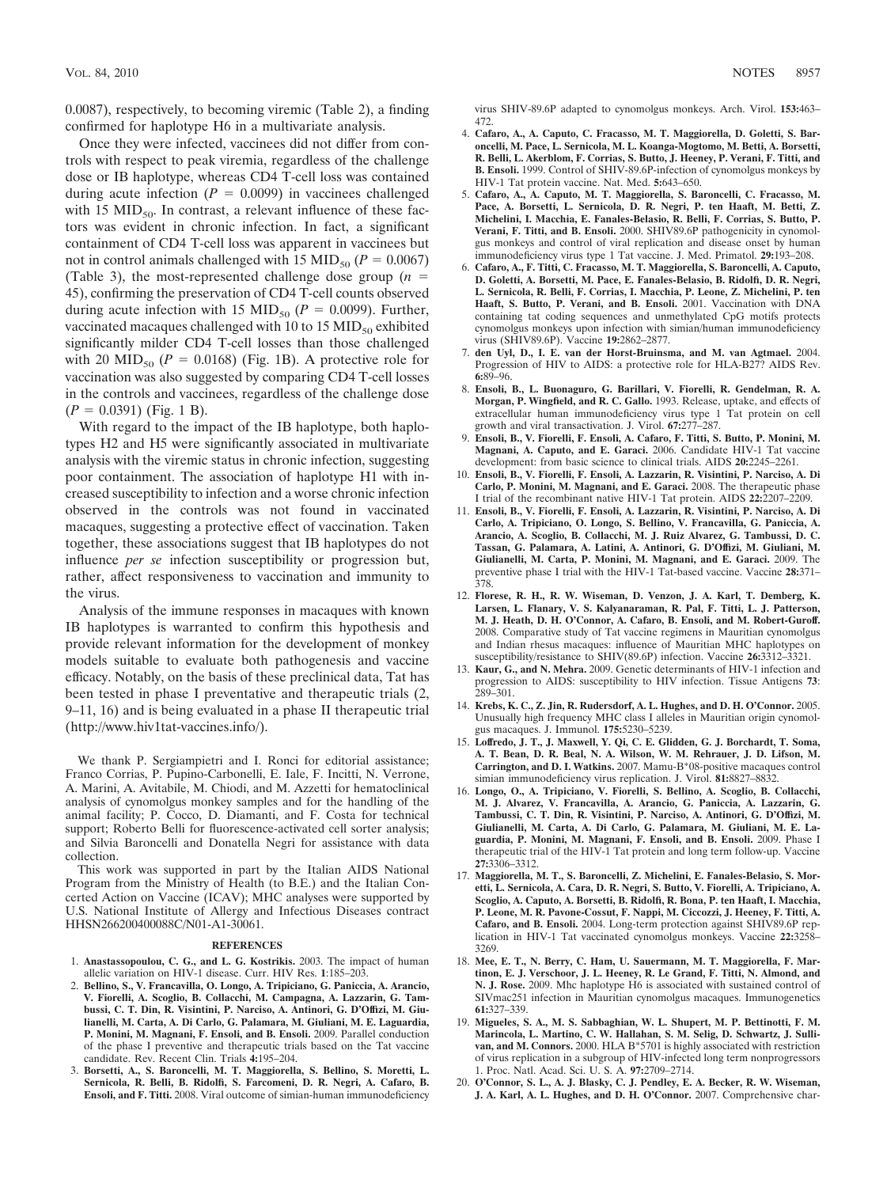0.0087), respectively, to becoming viremic (Table 2), a finding confirmed for haplotype H6 in a multivariate analysis.

Once they were infected, vaccinees did not differ from controls with respect to peak viremia, regardless of the challenge dose or IB haplotype, whereas CD4 T-cell loss was contained during acute infection ($P = 0.0099$) in vaccinees challenged with 15 $MID_{50}$. In contrast, a relevant influence of these factors was evident in chronic infection. In fact, a significant containment of CD4 T-cell loss was apparent in vaccinees but not in control animals challenged with 15 $MID_{50}$ ($P = 0.0067$) (Table 3), the most-represented challenge dose group ($n = 45$), confirming the preservation of CD4 T-cell counts observed during acute infection with 15 $MID_{50}$ ($P = 0.0099$). Further, vaccinated macaques challenged with 10 to 15 $MID_{50}$ exhibited significantly milder CD4 T-cell losses than those challenged with 20 $MID_{50}$ ($P = 0.0168$) (Fig. 1B). A protective role for vaccination was also suggested by comparing CD4 T-cell losses in the controls and vaccinees, regardless of the challenge dose ($P = 0.0391$) (Fig. 1 B).

With regard to the impact of the IB haplotype, both haplotypes H2 and H5 were significantly associated in multivariate analysis with the viremic status in chronic infection, suggesting poor containment. The association of haplotype H1 with increased susceptibility to infection and a worse chronic infection observed in the controls was not found in vaccinated macaques, suggesting a protective effect of vaccination. Taken together, these associations suggest that IB haplotypes do not influence *per se* infection susceptibility or progression but, rather, affect responsiveness to vaccination and immunity to the virus.

Analysis of the immune responses in macaques with known IB haplotypes is warranted to confirm this hypothesis and provide relevant information for the development of monkey models suitable to evaluate both pathogenesis and vaccine efficacy. Notably, on the basis of these preclinical data, Tat has been tested in phase I preventative and therapeutic trials (2, 9–11, 16) and is being evaluated in a phase II therapeutic trial (http://www.hiv1tat-vaccines.info/).

We thank P. Sergiampietri and I. Ronci for editorial assistance; Franco Corrias, P. Pupino-Carbonelli, E. Iale, F. Incitti, N. Verrone, A. Marini, A. Avitabile, M. Chiodi, and M. Azzetti for hematoclinical analysis of cynomolgus monkey samples and for the handling of the animal facility; P. Cocco, D. Diamanti, and F. Costa for technical support; Roberto Belli for fluorescence-activated cell sorter analysis; and Silvia Baroncelli and Donatella Negri for assistance with data collection.

This work was supported in part by the Italian AIDS National Program from the Ministry of Health (to B.E.) and the Italian Concerted Action on Vaccine (ICAV); MHC analyses were supported by U.S. National Institute of Allergy and Infectious Diseases contract HHSN266200400088C/N01-A1-30061.

## REFERENCES

1. **Anastassopoulou, C. G., and L. G. Kostrikis.** 2003. The impact of human allelic variation on HIV-1 disease. Curr. HIV Res. **1**:185–203.
2. **Bellino, S., V. Francavilla, O. Longo, A. Tripiciano, G. Paniccia, A. Arancio, V. Fiorelli, A. Scoglio, B. Collacchi, M. Campagna, A. Lazzarin, G. Tambussi, C. T. Din, R. Visintini, P. Narciso, A. Antinori, G. D'Offizi, M. Giulianelli, M. Carta, A. Di Carlo, G. Palamara, M. Giuliani, M. E. Laguardia, P. Monini, M. Magnani, F. Ensoli, and B. Ensoli.** 2009. Parallel conduction of the phase I preventive and therapeutic trials based on the Tat vaccine candidate. Rev. Recent Clin. Trials **4:**195–204.
3. **Borsetti, A., S. Baroncelli, M. T. Maggiorella, S. Bellino, S. Moretti, L. Sernicola, R. Belli, B. Ridolfi, S. Farcomeni, D. R. Negri, A. Cafaro, B. Ensoli, and F. Titti.** 2008. Viral outcome of simian-human immunodeficiency virus SHIV-89.6P adapted to cynomolgus monkeys. Arch. Virol. **153:**463–472.
4. **Cafaro, A., A. Caputo, C. Fracasso, M. T. Maggiorella, D. Goletti, S. Baroncelli, M. Pace, L. Sernicola, M. L. Koanga-Mogtomo, M. Betti, A. Borsetti, R. Belli, L. Akerblom, F. Corrias, S. Butto, J. Heeney, P. Verani, F. Titti, and B. Ensoli.** 1999. Control of SHIV-89.6P-infection of cynomolgus monkeys by HIV-1 Tat protein vaccine. Nat. Med. **5:**643–650.
5. **Cafaro, A., A. Caputo, M. T. Maggiorella, S. Baroncelli, C. Fracasso, M. Pace, A. Borsetti, L. Sernicola, D. R. Negri, P. ten Haaft, M. Betti, Z. Michelini, I. Macchia, E. Fanales-Belasio, R. Belli, F. Corrias, S. Butto, P. Verani, F. Titti, and B. Ensoli.** 2000. SHIV89.6P pathogenicity in cynomolgus monkeys and control of viral replication and disease onset by human immunodeficiency virus type 1 Tat vaccine. J. Med. Primatol. **29:**193–208.
6. **Cafaro, A., F. Titti, C. Fracasso, M. T. Maggiorella, S. Baroncelli, A. Caputo, D. Goletti, A. Borsetti, M. Pace, E. Fanales-Belasio, B. Ridolfi, D. R. Negri, L. Sernicola, R. Belli, F. Corrias, I. Macchia, P. Leone, Z. Michelini, P. ten Haaft, S. Butto, P. Verani, and B. Ensoli.** 2001. Vaccination with DNA containing tat coding sequences and unmethylated CpG motifs protects cynomolgus monkeys upon infection with simian/human immunodeficiency virus (SHIV89.6P). Vaccine **19:**2862–2877.
7. **den Uyl, D., I. E. van der Horst-Bruinsma, and M. van Agtmael.** 2004. Progression of HIV to AIDS: a protective role for HLA-B27? AIDS Rev. **6:**89–96.
8. **Ensoli, B., L. Buonaguro, G. Barillari, V. Fiorelli, R. Gendelman, R. A. Morgan, P. Wingfield, and R. C. Gallo.** 1993. Release, uptake, and effects of extracellular human immunodeficiency virus type 1 Tat protein on cell growth and viral transactivation. J. Virol. **67:**277–287.
9. **Ensoli, B., V. Fiorelli, F. Ensoli, A. Cafaro, F. Titti, S. Butto, P. Monini, M. Magnani, A. Caputo, and E. Garaci.** 2006. Candidate HIV-1 Tat vaccine development: from basic science to clinical trials. AIDS **20:**2245–2261.
10. **Ensoli, B., V. Fiorelli, F. Ensoli, A. Lazzarin, R. Visintini, P. Narciso, A. Di Carlo, P. Monini, M. Magnani, and E. Garaci.** 2008. The therapeutic phase I trial of the recombinant native HIV-1 Tat protein. AIDS **22:**2207–2209.
11. **Ensoli, B., V. Fiorelli, F. Ensoli, A. Lazzarin, R. Visintini, P. Narciso, A. Di Carlo, A. Tripiciano, O. Longo, S. Bellino, V. Francavilla, G. Paniccia, A. Arancio, A. Scoglio, B. Collacchi, M. J. Ruiz Alvarez, G. Tambussi, D. C. Tassan, G. Palamara, A. Latini, A. Antinori, G. D'Offizi, M. Giuliani, M. Giulianelli, M. Carta, P. Monini, M. Magnani, and E. Garaci.** 2009. The preventive phase I trial with the HIV-1 Tat-based vaccine. Vaccine **28:**371–378.
12. **Florese, R. H., R. W. Wiseman, D. Venzon, J. A. Karl, T. Demberg, K. Larsen, L. Flanary, V. S. Kalyanaraman, R. Pal, F. Titti, L. J. Patterson, M. J. Heath, D. H. O'Connor, A. Cafaro, B. Ensoli, and M. Robert-Guroff.** 2008. Comparative study of Tat vaccine regimens in Mauritian cynomolgus and Indian rhesus macaques: influence of Mauritian MHC haplotypes on susceptibility/resistance to SHIV(89.6P) infection. Vaccine **26:**3312–3321.
13. **Kaur, G., and N. Mehra.** 2009. Genetic determinants of HIV-1 infection and progression to AIDS: susceptibility to HIV infection. Tissue Antigens **73**: 289–301.
14. **Krebs, K. C., Z. Jin, R. Rudersdorf, A. L. Hughes, and D. H. O'Connor.** 2005. Unusually high frequency MHC class I alleles in Mauritian origin cynomolgus macaques. J. Immunol. **175:**5230–5239.
15. **Loffredo, J. T., J. Maxwell, Y. Qi, C. E. Glidden, G. J. Borchardt, T. Soma, A. T. Bean, D. R. Beal, N. A. Wilson, W. M. Rehrauer, J. D. Lifson, M. Carrington, and D. I. Watkins.** 2007. Mamu-B*08-positive macaques control simian immunodeficiency virus replication. J. Virol. **81:**8827–8832.
16. **Longo, O., A. Tripiciano, V. Fiorelli, S. Bellino, A. Scoglio, B. Collacchi, M. J. Alvarez, V. Francavilla, A. Arancio, G. Paniccia, A. Lazzarin, G. Tambussi, C. T. Din, R. Visintini, P. Narciso, A. Antinori, G. D'Offizi, M. Giulianelli, M. Carta, A. Di Carlo, G. Palamara, M. Giuliani, M. E. Laguardia, P. Monini, M. Magnani, F. Ensoli, and B. Ensoli.** 2009. Phase I therapeutic trial of the HIV-1 Tat protein and long term follow-up. Vaccine **27:**3306–3312.
17. **Maggiorella, M. T., S. Baroncelli, Z. Michelini, E. Fanales-Belasio, S. Moretti, L. Sernicola, A. Cara, D. R. Negri, S. Butto, V. Fiorelli, A. Tripiciano, A. Scoglio, A. Caputo, A. Borsetti, B. Ridolfi, R. Bona, P. ten Haaft, I. Macchia, P. Leone, M. R. Pavone-Cossut, F. Nappi, M. Ciccozzi, J. Heeney, F. Titti, A. Cafaro, and B. Ensoli.** 2004. Long-term protection against SHIV89.6P replication in HIV-1 Tat vaccinated cynomolgus monkeys. Vaccine **22:**3258–3269.
18. **Mee, E. T., N. Berry, C. Ham, U. Sauermann, M. T. Maggiorella, F. Martinon, E. J. Verschoor, J. L. Heeney, R. Le Grand, F. Titti, N. Almond, and N. J. Rose.** 2009. Mhc haplotype H6 is associated with sustained control of SIVmac251 infection in Mauritian cynomolgus macaques. Immunogenetics **61:**327–339.
19. **Migueles, S. A., M. S. Sabbaghian, W. L. Shupert, M. P. Bettinotti, F. M. Marincola, L. Martino, C. W. Hallahan, S. M. Selig, D. Schwartz, J. Sullivan, and M. Connors.** 2000. HLA B*5701 is highly associated with restriction of virus replication in a subgroup of HIV-infected long term nonprogressors 1. Proc. Natl. Acad. Sci. U. S. A. **97:**2709–2714.
20. **O'Connor, S. L., A. J. Blasky, C. J. Pendley, E. A. Becker, R. W. Wiseman, J. A. Karl, A. L. Hughes, and D. H. O'Connor.** 2007. Comprehensive char-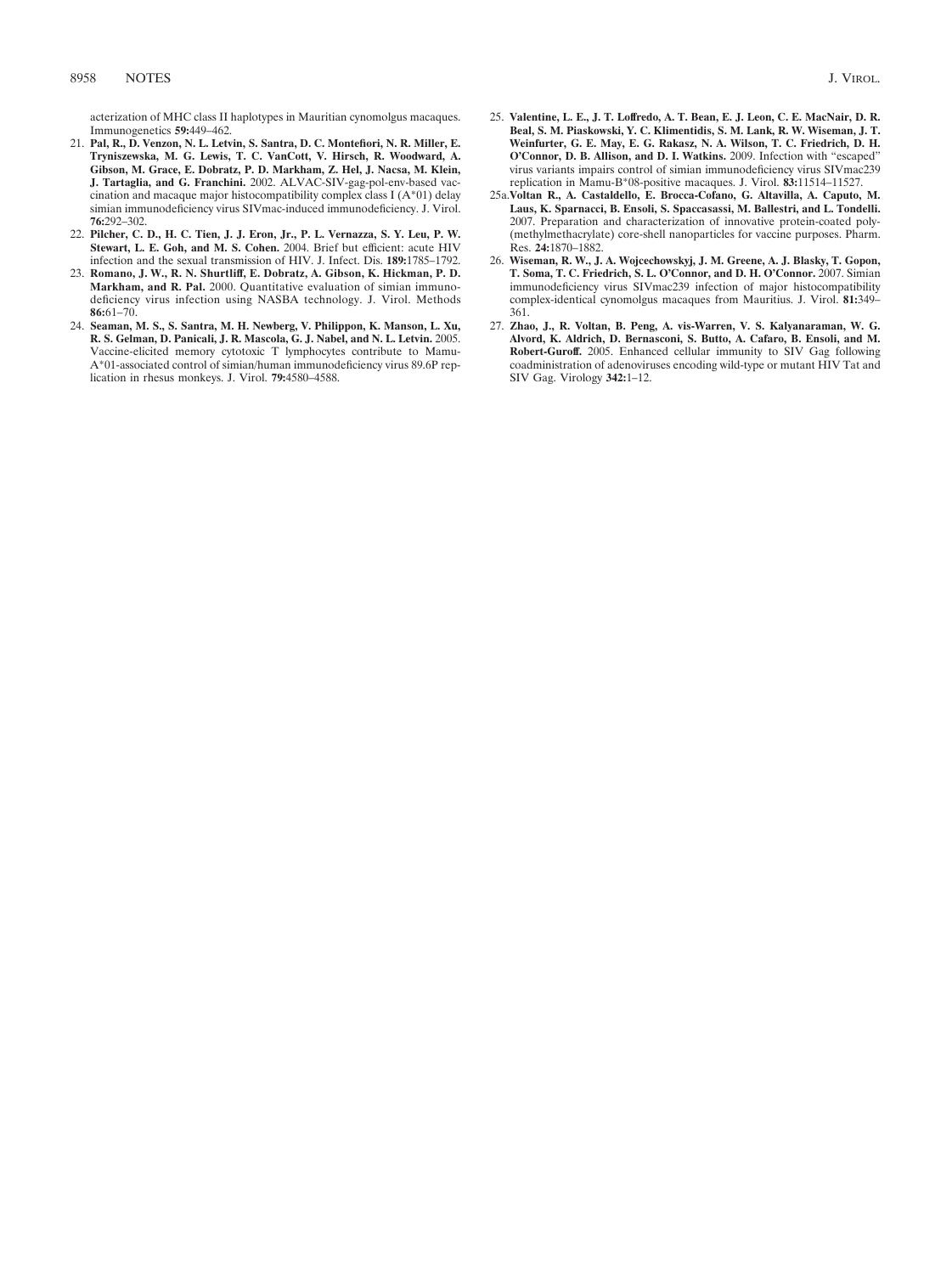acterization of MHC class II haplotypes in Mauritian cynomolgus macaques. Immunogenetics **59:**449–462.

21. **Pal, R., D. Venzon, N. L. Letvin, S. Santra, D. C. Montefiori, N. R. Miller, E. Tryniszewska, M. G. Lewis, T. C. VanCott, V. Hirsch, R. Woodward, A. Gibson, M. Grace, E. Dobratz, P. D. Markham, Z. Hel, J. Nacsa, M. Klein, J. Tartaglia, and G. Franchini.** 2002. ALVAC-SIV-gag-pol-env-based vaccination and macaque major histocompatibility complex class I (A*01) delay simian immunodeficiency virus SIVmac-induced immunodeficiency. J. Virol. **76:**292–302.
22. **Pilcher, C. D., H. C. Tien, J. J. Eron, Jr., P. L. Vernazza, S. Y. Leu, P. W. Stewart, L. E. Goh, and M. S. Cohen.** 2004. Brief but efficient: acute HIV infection and the sexual transmission of HIV. J. Infect. Dis. **189:**1785–1792.
23. **Romano, J. W., R. N. Shurtliff, E. Dobratz, A. Gibson, K. Hickman, P. D. Markham, and R. Pal.** 2000. Quantitative evaluation of simian immunodeficiency virus infection using NASBA technology. J. Virol. Methods **86:**61–70.
24. **Seaman, M. S., S. Santra, M. H. Newberg, V. Philippon, K. Manson, L. Xu, R. S. Gelman, D. Panicali, J. R. Mascola, G. J. Nabel, and N. L. Letvin.** 2005. Vaccine-elicited memory cytotoxic T lymphocytes contribute to Mamu-A*01-associated control of simian/human immunodeficiency virus 89.6P replication in rhesus monkeys. J. Virol. **79:**4580–4588.
25. **Valentine, L. E., J. T. Loffredo, A. T. Bean, E. J. Leon, C. E. MacNair, D. R. Beal, S. M. Piaskowski, Y. C. Klimentidis, S. M. Lank, R. W. Wiseman, J. T. Weinfurter, G. E. May, E. G. Rakasz, N. A. Wilson, T. C. Friedrich, D. H. O'Connor, D. B. Allison, and D. I. Watkins.** 2009. Infection with "escaped" virus variants impairs control of simian immunodeficiency virus SIVmac239 replication in Mamu-B*08-positive macaques. J. Virol. **83:**11514–11527.

25a. **Voltan R., A. Castaldello, E. Brocca-Cofano, G. Altavilla, A. Caputo, M. Laus, K. Sparnacci, B. Ensoli, S. Spaccasassi, M. Ballestri, and L. Tondelli.** 2007. Preparation and characterization of innovative protein-coated poly-(methylmethacrylate) core-shell nanoparticles for vaccine purposes. Pharm. Res. **24:**1870–1882.

26. **Wiseman, R. W., J. A. Wojcechowskyj, J. M. Greene, A. J. Blasky, T. Gopon, T. Soma, T. C. Friedrich, S. L. O'Connor, and D. H. O'Connor.** 2007. Simian immunodeficiency virus SIVmac239 infection of major histocompatibility complex-identical cynomolgus macaques from Mauritius. J. Virol. **81:**349–361.
27. **Zhao, J., R. Voltan, B. Peng, A. vis-Warren, V. S. Kalyanaraman, W. G. Alvord, K. Aldrich, D. Bernasconi, S. Butto, A. Cafaro, B. Ensoli, and M. Robert-Guroff.** 2005. Enhanced cellular immunity to SIV Gag following coadministration of adenoviruses encoding wild-type or mutant HIV Tat and SIV Gag. Virology **342:**1–12.